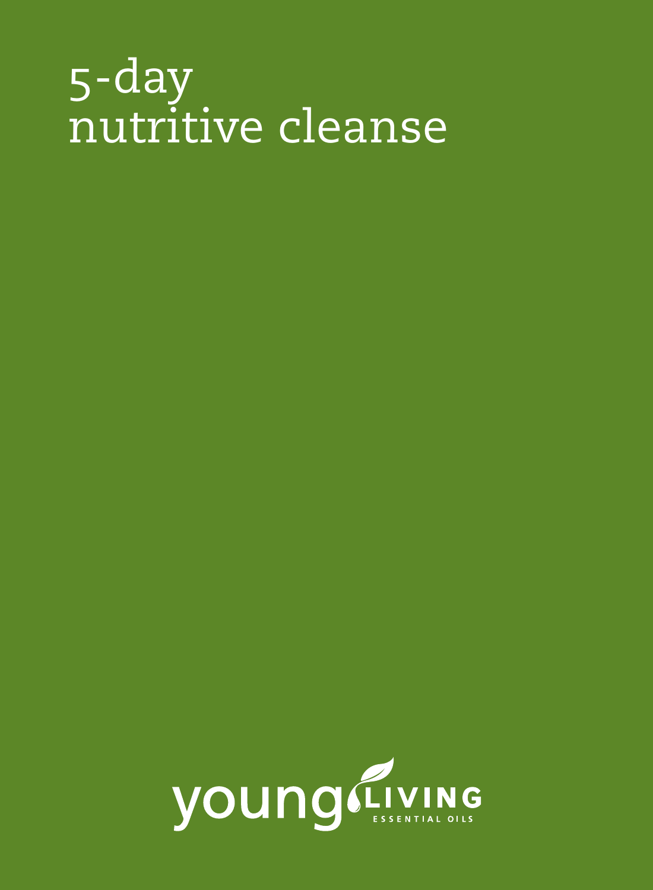# 5-day nutritive cleanse

young LIVING ESSENTIAL OILS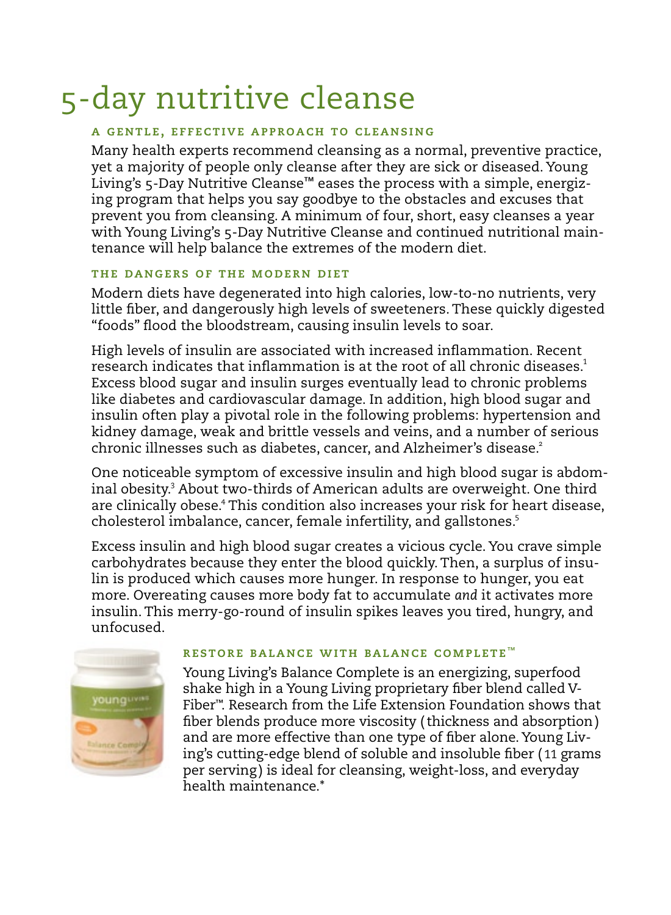# 5-day nutritive cleanse

### A GENTLE, EFFECTIVE APPROACH TO CLEANSING

Many health experts recommend cleansing as a normal, preventive practice, yet a majority of people only cleanse after they are sick or diseased. Young Living's 5-Day Nutritive Cleanse™ eases the process with a simple, energizing program that helps you say goodbye to the obstacles and excuses that prevent you from cleansing. A minimum of four, short, easy cleanses a year with Young Living's 5-Day Nutritive Cleanse and continued nutritional maintenance will help balance the extremes of the modern diet.

### THE DANGERS OF THE MODERN DIET

Modern diets have degenerated into high calories, low-to-no nutrients, very little fiber, and dangerously high levels of sweeteners. These quickly digested "foods" flood the bloodstream, causing insulin levels to soar.

High levels of insulin are associated with increased inflammation. Recent research indicates that inflammation is at the root of all chronic diseases.[1] Excess blood sugar and insulin surges eventually lead to chronic problems like diabetes and cardiovascular damage. In addition, high blood sugar and insulin often play a pivotal role in the following problems: hypertension and kidney damage, weak and brittle vessels and veins, and a number of serious chronic illnesses such as diabetes, cancer, and Alzheimer's disease.[2]

One noticeable symptom of excessive insulin and high blood sugar is abdominal obesity.[3] About two-thirds of American adults are overweight. One third are clinically obese.[4] This condition also increases your risk for heart disease, cholesterol imbalance, cancer, female infertility, and gallstones.[5]

Excess insulin and high blood sugar creates a vicious cycle. You crave simple carbohydrates because they enter the blood quickly. Then, a surplus of insulin is produced which causes more hunger. In response to hunger, you eat more. Overeating causes more body fat to accumulate *and* it activates more insulin. This merry-go-round of insulin spikes leaves you tired, hungry, and unfocused.

### RESTORE BALANCE WITH BALANCE COMPLETE™

Young Living's Balance Complete is an energizing, superfood shake high in a Young Living proprietary fiber blend called V-Fiber™. Research from the Life Extension Foundation shows that fiber blends produce more viscosity (thickness and absorption) and are more effective than one type of fiber alone. Young Living's cutting-edge blend of soluble and insoluble fiber (11 grams per serving) is ideal for cleansing, weight-loss, and everyday health maintenance.*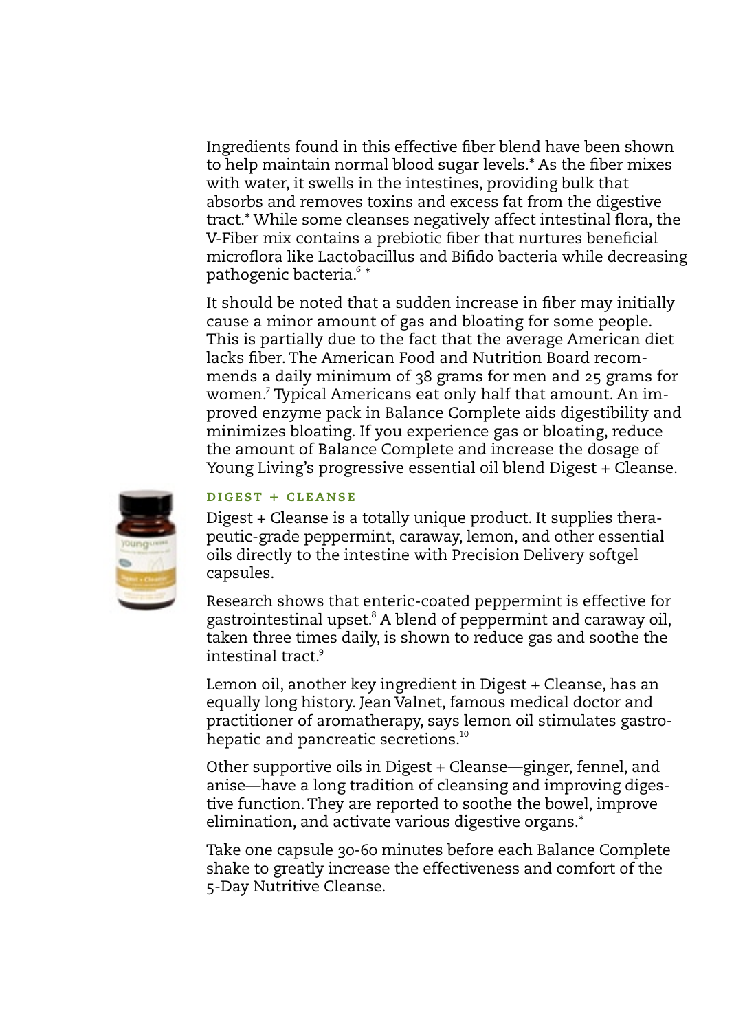Ingredients found in this effective fiber blend have been shown to help maintain normal blood sugar levels.* As the fiber mixes with water, it swells in the intestines, providing bulk that absorbs and removes toxins and excess fat from the digestive tract.* While some cleanses negatively affect intestinal flora, the V-Fiber mix contains a prebiotic fiber that nurtures beneficial microflora like Lactobacillus and Bifido bacteria while decreasing pathogenic bacteria.[6] *

It should be noted that a sudden increase in fiber may initially cause a minor amount of gas and bloating for some people. This is partially due to the fact that the average American diet lacks fiber. The American Food and Nutrition Board recommends a daily minimum of 38 grams for men and 25 grams for women.[7] Typical Americans eat only half that amount. An improved enzyme pack in Balance Complete aids digestibility and minimizes bloating. If you experience gas or bloating, reduce the amount of Balance Complete and increase the dosage of Young Living's progressive essential oil blend Digest + Cleanse.

### DIGEST + CLEANSE

Digest + Cleanse is a totally unique product. It supplies therapeutic-grade peppermint, caraway, lemon, and other essential oils directly to the intestine with Precision Delivery softgel capsules.

Research shows that enteric-coated peppermint is effective for gastrointestinal upset.[8] A blend of peppermint and caraway oil, taken three times daily, is shown to reduce gas and soothe the intestinal tract.[9]

Lemon oil, another key ingredient in Digest + Cleanse, has an equally long history. Jean Valnet, famous medical doctor and practitioner of aromatherapy, says lemon oil stimulates gastrohepatic and pancreatic secretions.[10]

Other supportive oils in Digest + Cleanse—ginger, fennel, and anise—have a long tradition of cleansing and improving digestive function. They are reported to soothe the bowel, improve elimination, and activate various digestive organs.*

Take one capsule 30-60 minutes before each Balance Complete shake to greatly increase the effectiveness and comfort of the 5-Day Nutritive Cleanse.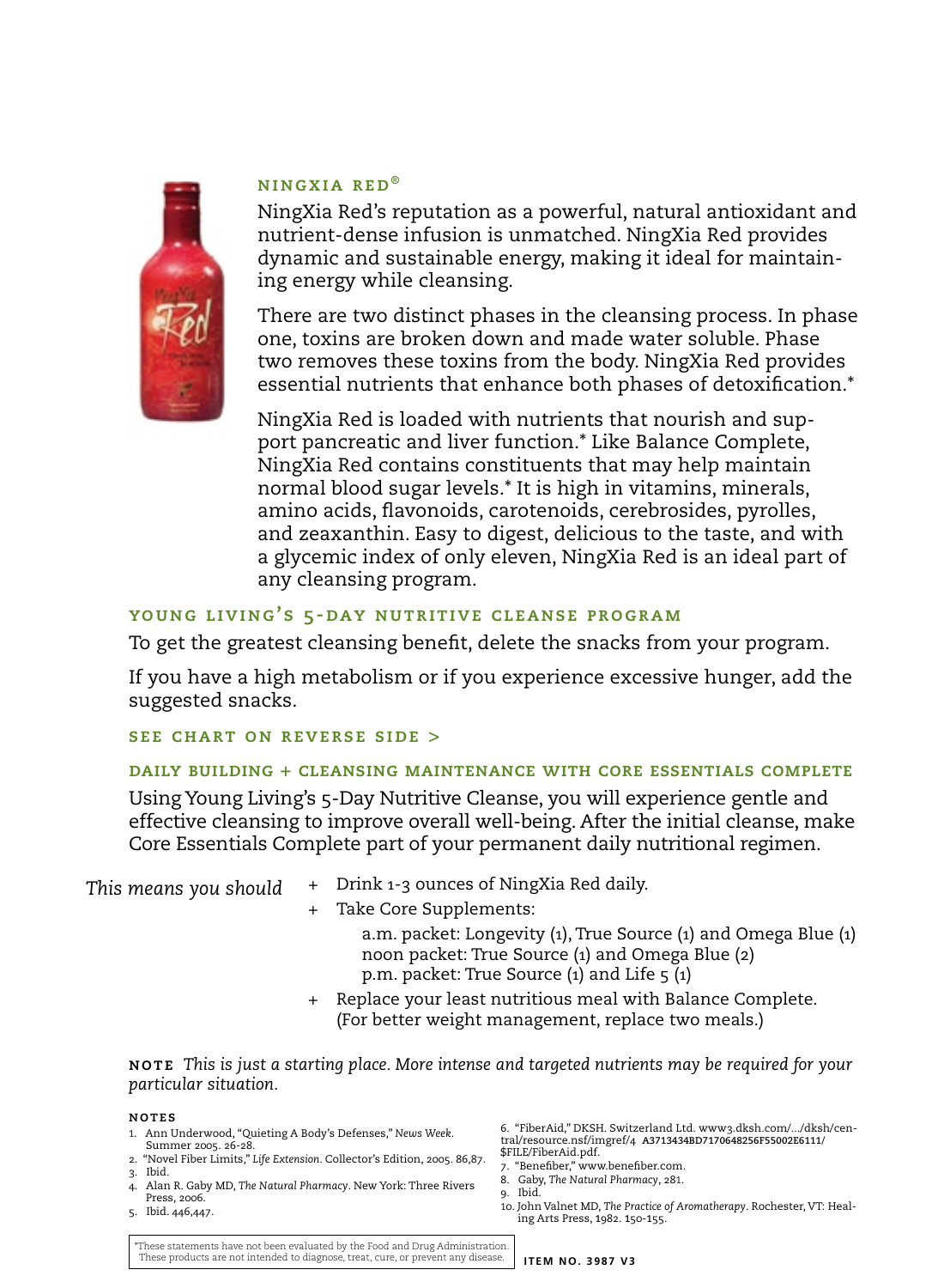### NINGXIA RED®

NingXia Red's reputation as a powerful, natural antioxidant and nutrient-dense infusion is unmatched. NingXia Red provides dynamic and sustainable energy, making it ideal for maintaining energy while cleansing.

There are two distinct phases in the cleansing process. In phase one, toxins are broken down and made water soluble. Phase two removes these toxins from the body. NingXia Red provides essential nutrients that enhance both phases of detoxification.*

NingXia Red is loaded with nutrients that nourish and support pancreatic and liver function.* Like Balance Complete, NingXia Red contains constituents that may help maintain normal blood sugar levels.* It is high in vitamins, minerals, amino acids, flavonoids, carotenoids, cerebrosides, pyrolles, and zeaxanthin. Easy to digest, delicious to the taste, and with a glycemic index of only eleven, NingXia Red is an ideal part of any cleansing program.

### YOUNG LIVING'S 5-DAY NUTRITIVE CLEANSE PROGRAM

To get the greatest cleansing benefit, delete the snacks from your program.

If you have a high metabolism or if you experience excessive hunger, add the suggested snacks.

**SEE CHART ON REVERSE SIDE >**

### DAILY BUILDING + CLEANSING MAINTENANCE WITH CORE ESSENTIALS COMPLETE

Using Young Living's 5-Day Nutritive Cleanse, you will experience gentle and effective cleansing to improve overall well-being. After the initial cleanse, make Core Essentials Complete part of your permanent daily nutritional regimen.

*This means you should*

+ Drink 1-3 ounces of NingXia Red daily.
+ Take Core Supplements:
  - a.m. packet: Longevity (1), True Source (1) and Omega Blue (1)
  - noon packet: True Source (1) and Omega Blue (2)
  - p.m. packet: True Source (1) and Life 5 (1)
+ Replace your least nutritious meal with Balance Complete. (For better weight management, replace two meals.)

**NOTE** *This is just a starting place. More intense and targeted nutrients may be required for your particular situation.*

#### NOTES

1. Ann Underwood, "Quieting A Body's Defenses," *News Week*. Summer 2005. 26-28.
2. "Novel Fiber Limits," *Life Extension*. Collector's Edition, 2005. 86,87.
3. Ibid.
4. Alan R. Gaby MD, *The Natural Pharmacy*. New York: Three Rivers Press, 2006.
5. Ibid. 446,447.
6. "FiberAid," DKSH. Switzerland Ltd. www3.dksh.com/.../dksh/central/resource.nsf/imgref/4 A3713434BD7170648256F55002E6111/ $FILE/FiberAid.pdf.
7. "Benefiber," www.benefiber.com.
8. Gaby, *The Natural Pharmacy*, 281.
9. Ibid.
10. John Valnet MD, *The Practice of Aromatherapy*. Rochester, VT: Healing Arts Press, 1982. 150-155.

*These statements have not been evaluated by the Food and Drug Administration. These products are not intended to diagnose, treat, cure, or prevent any disease.

ITEM NO. 3987 V3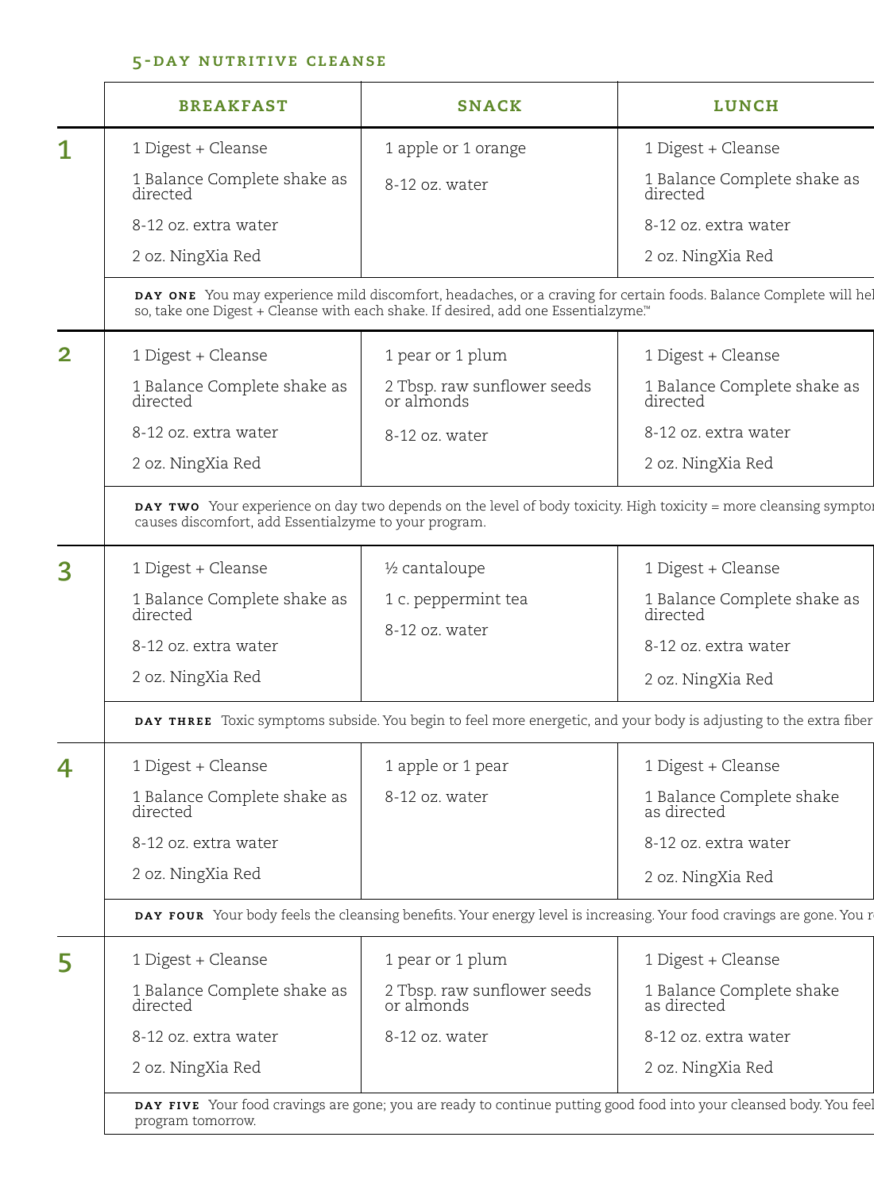### 5-DAY NUTRITIVE CLEANSE

| | BREAKFAST | SNACK | LUNCH |
|---|---|---|---|
| **1** | 1 Digest + Cleanse<br>1 Balance Complete shake as directed<br>8-12 oz. extra water<br>2 oz. NingXia Red | 1 apple or 1 orange<br>8-12 oz. water | 1 Digest + Cleanse<br>1 Balance Complete shake as directed<br>8-12 oz. extra water<br>2 oz. NingXia Red |
| | **DAY ONE** You may experience mild discomfort, headaches, or a craving for certain foods. Balance Complete will hel so, take one Digest + Cleanse with each shake. If desired, add one Essentialzyme.™ | | |
| **2** | 1 Digest + Cleanse<br>1 Balance Complete shake as directed<br>8-12 oz. extra water<br>2 oz. NingXia Red | 1 pear or 1 plum<br>2 Tbsp. raw sunflower seeds or almonds<br>8-12 oz. water | 1 Digest + Cleanse<br>1 Balance Complete shake as directed<br>8-12 oz. extra water<br>2 oz. NingXia Red |
| | **DAY TWO** Your experience on day two depends on the level of body toxicity. High toxicity = more cleansing sympto causes discomfort, add Essentialzyme to your program. | | |
| **3** | 1 Digest + Cleanse<br>1 Balance Complete shake as directed<br>8-12 oz. extra water<br>2 oz. NingXia Red | ½ cantaloupe<br>1 c. peppermint tea<br>8-12 oz. water | 1 Digest + Cleanse<br>1 Balance Complete shake as directed<br>8-12 oz. extra water<br>2 oz. NingXia Red |
| | **DAY THREE** Toxic symptoms subside. You begin to feel more energetic, and your body is adjusting to the extra fiber | | |
| **4** | 1 Digest + Cleanse<br>1 Balance Complete shake as directed<br>8-12 oz. extra water<br>2 oz. NingXia Red | 1 apple or 1 pear<br>8-12 oz. water | 1 Digest + Cleanse<br>1 Balance Complete shake as directed<br>8-12 oz. extra water<br>2 oz. NingXia Red |
| | **DAY FOUR** Your body feels the cleansing benefits. Your energy level is increasing. Your food cravings are gone. You r | | |
| **5** | 1 Digest + Cleanse<br>1 Balance Complete shake as directed<br>8-12 oz. extra water<br>2 oz. NingXia Red | 1 pear or 1 plum<br>2 Tbsp. raw sunflower seeds or almonds<br>8-12 oz. water | 1 Digest + Cleanse<br>1 Balance Complete shake as directed<br>8-12 oz. extra water<br>2 oz. NingXia Red |
| | **DAY FIVE** Your food cravings are gone; you are ready to continue putting good food into your cleansed body. You feel program tomorrow. | | |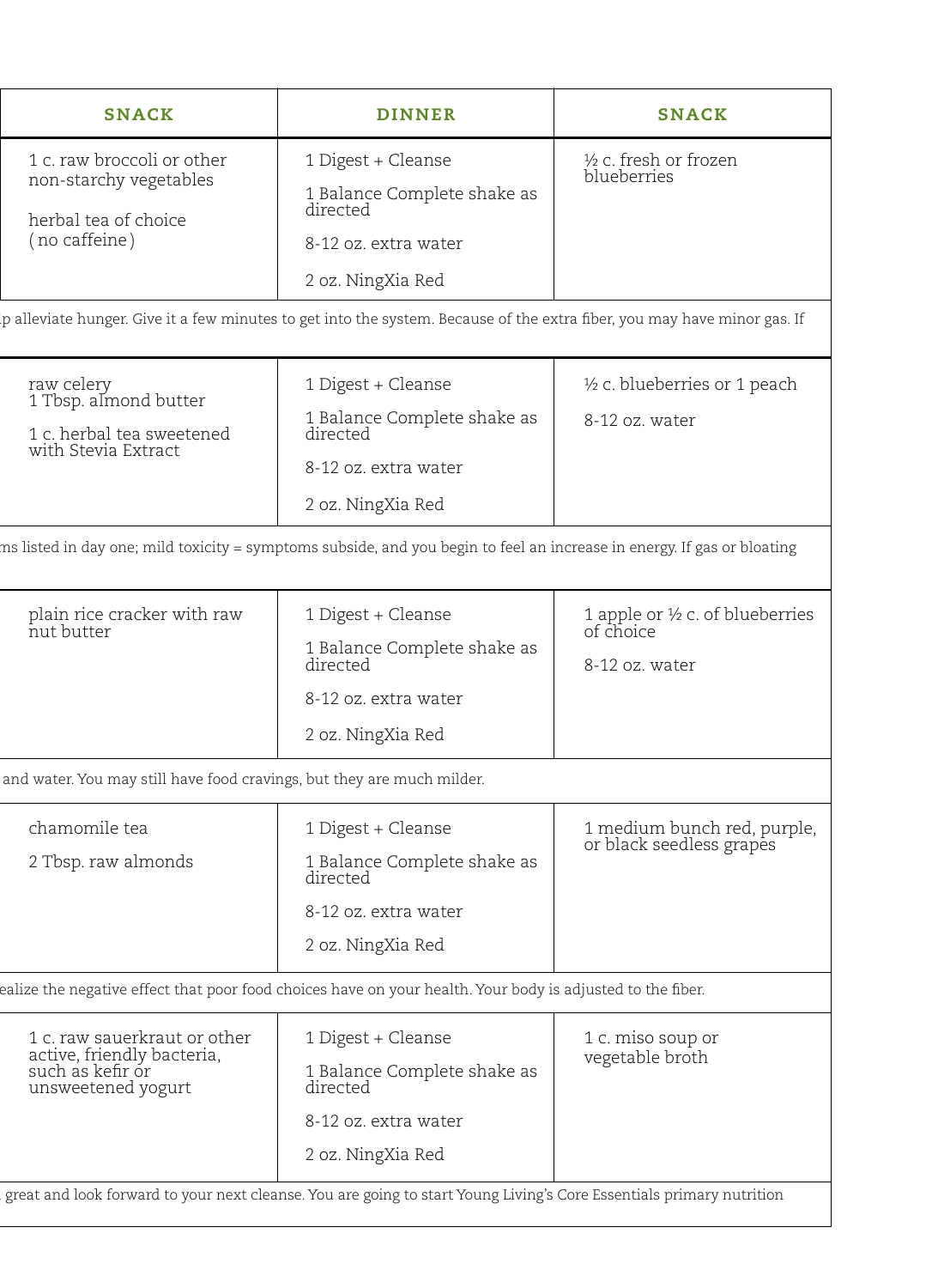| SNACK | DINNER | SNACK |
|---|---|---|
| 1 c. raw broccoli or other non-starchy vegetables<br><br>herbal tea of choice (no caffeine) | 1 Digest + Cleanse<br><br>1 Balance Complete shake as directed<br><br>8-12 oz. extra water<br><br>2 oz. NingXia Red | ½ c. fresh or frozen blueberries |
| p alleviate hunger. Give it a few minutes to get into the system. Because of the extra fiber, you may have minor gas. If | | |
| raw celery<br>1 Tbsp. almond butter<br><br>1 c. herbal tea sweetened with Stevia Extract | 1 Digest + Cleanse<br><br>1 Balance Complete shake as directed<br><br>8-12 oz. extra water<br><br>2 oz. NingXia Red | ½ c. blueberries or 1 peach<br><br>8-12 oz. water |
| ms listed in day one; mild toxicity = symptoms subside, and you begin to feel an increase in energy. If gas or bloating | | |
| plain rice cracker with raw nut butter | 1 Digest + Cleanse<br><br>1 Balance Complete shake as directed<br><br>8-12 oz. extra water<br><br>2 oz. NingXia Red | 1 apple or ½ c. of blueberries of choice<br><br>8-12 oz. water |
| and water. You may still have food cravings, but they are much milder. | | |
| chamomile tea<br><br>2 Tbsp. raw almonds | 1 Digest + Cleanse<br><br>1 Balance Complete shake as directed<br><br>8-12 oz. extra water<br><br>2 oz. NingXia Red | 1 medium bunch red, purple, or black seedless grapes |
| ealize the negative effect that poor food choices have on your health. Your body is adjusted to the fiber. | | |
| 1 c. raw sauerkraut or other active, friendly bacteria, such as kefir or unsweetened yogurt | 1 Digest + Cleanse<br><br>1 Balance Complete shake as directed<br><br>8-12 oz. extra water<br><br>2 oz. NingXia Red | 1 c. miso soup or vegetable broth |
| great and look forward to your next cleanse. You are going to start Young Living's Core Essentials primary nutrition | | |